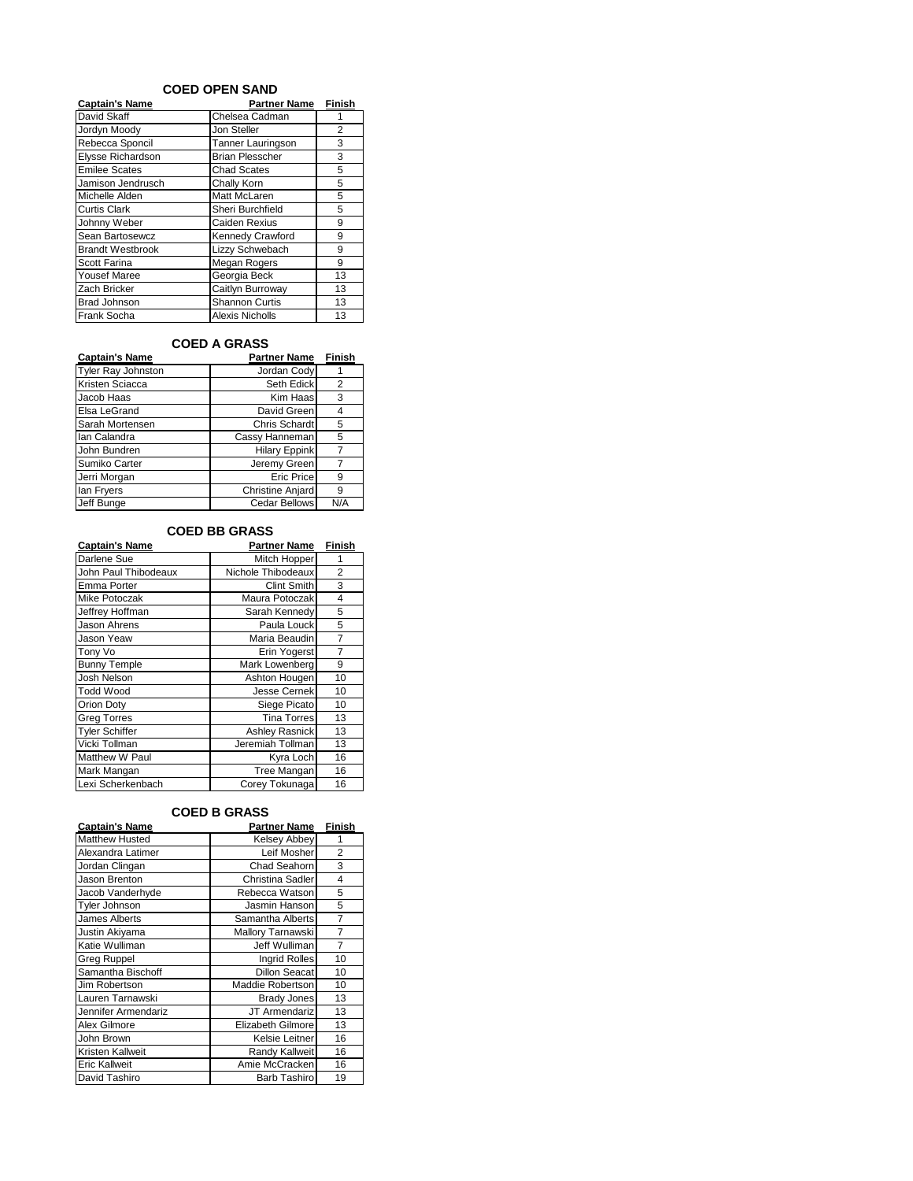## COED OPEN SAND

| Captain's Name | Partner Name | Finish |
|---|---|---|
| David Skaff | Chelsea Cadman | 1 |
| Jordyn Moody | Jon Steller | 2 |
| Rebecca Sponcil | Tanner Lauringson | 3 |
| Elysse Richardson | Brian Plesscher | 3 |
| Emilee Scates | Chad Scates | 5 |
| Jamison Jendrusch | Chally Korn | 5 |
| Michelle Alden | Matt McLaren | 5 |
| Curtis Clark | Sheri Burchfield | 5 |
| Johnny Weber | Caiden Rexius | 9 |
| Sean Bartosewcz | Kennedy Crawford | 9 |
| Brandt Westbrook | Lizzy Schwebach | 9 |
| Scott Farina | Megan Rogers | 9 |
| Yousef Maree | Georgia Beck | 13 |
| Zach Bricker | Caitlyn Burroway | 13 |
| Brad Johnson | Shannon Curtis | 13 |
| Frank Socha | Alexis Nicholls | 13 |

## COED A GRASS

| Captain's Name | Partner Name | Finish |
|---|---|---|
| Tyler Ray Johnston | Jordan Cody | 1 |
| Kristen Sciacca | Seth Edick | 2 |
| Jacob Haas | Kim Haas | 3 |
| Elsa LeGrand | David Green | 4 |
| Sarah Mortensen | Chris Schardt | 5 |
| Ian Calandra | Cassy Hanneman | 5 |
| John Bundren | Hilary Eppink | 7 |
| Sumiko Carter | Jeremy Green | 7 |
| Jerri Morgan | Eric Price | 9 |
| Ian Fryers | Christine Anjard | 9 |
| Jeff Bunge | Cedar Bellows | N/A |

## COED BB GRASS

| Captain's Name | Partner Name | Finish |
|---|---|---|
| Darlene Sue | Mitch Hopper | 1 |
| John Paul Thibodeaux | Nichole Thibodeaux | 2 |
| Emma Porter | Clint Smith | 3 |
| Mike Potoczak | Maura Potoczak | 4 |
| Jeffrey Hoffman | Sarah Kennedy | 5 |
| Jason Ahrens | Paula Louck | 5 |
| Jason Yeaw | Maria Beaudin | 7 |
| Tony Vo | Erin Yogerst | 7 |
| Bunny Temple | Mark Lowenberg | 9 |
| Josh Nelson | Ashton Hougen | 10 |
| Todd Wood | Jesse Cernek | 10 |
| Orion Doty | Siege Picato | 10 |
| Greg Torres | Tina Torres | 13 |
| Tyler Schiffer | Ashley Rasnick | 13 |
| Vicki Tollman | Jeremiah Tollman | 13 |
| Matthew W Paul | Kyra Loch | 16 |
| Mark Mangan | Tree Mangan | 16 |
| Lexi Scherkenbach | Corey Tokunaga | 16 |

## COED B GRASS

| Captain's Name | Partner Name | Finish |
|---|---|---|
| Matthew Husted | Kelsey Abbey | 1 |
| Alexandra Latimer | Leif Mosher | 2 |
| Jordan Clingan | Chad Seahorn | 3 |
| Jason Brenton | Christina Sadler | 4 |
| Jacob Vanderhyde | Rebecca Watson | 5 |
| Tyler Johnson | Jasmin Hanson | 5 |
| James Alberts | Samantha Alberts | 7 |
| Justin Akiyama | Mallory Tarnawski | 7 |
| Katie Wulliman | Jeff Wulliman | 7 |
| Greg Ruppel | Ingrid Rolles | 10 |
| Samantha Bischoff | Dillon Seacat | 10 |
| Jim Robertson | Maddie Robertson | 10 |
| Lauren Tarnawski | Brady Jones | 13 |
| Jennifer Armendariz | JT Armendariz | 13 |
| Alex Gilmore | Elizabeth Gilmore | 13 |
| John Brown | Kelsie Leitner | 16 |
| Kristen Kallweit | Randy Kallweit | 16 |
| Eric Kallweit | Amie McCracken | 16 |
| David Tashiro | Barb Tashiro | 19 |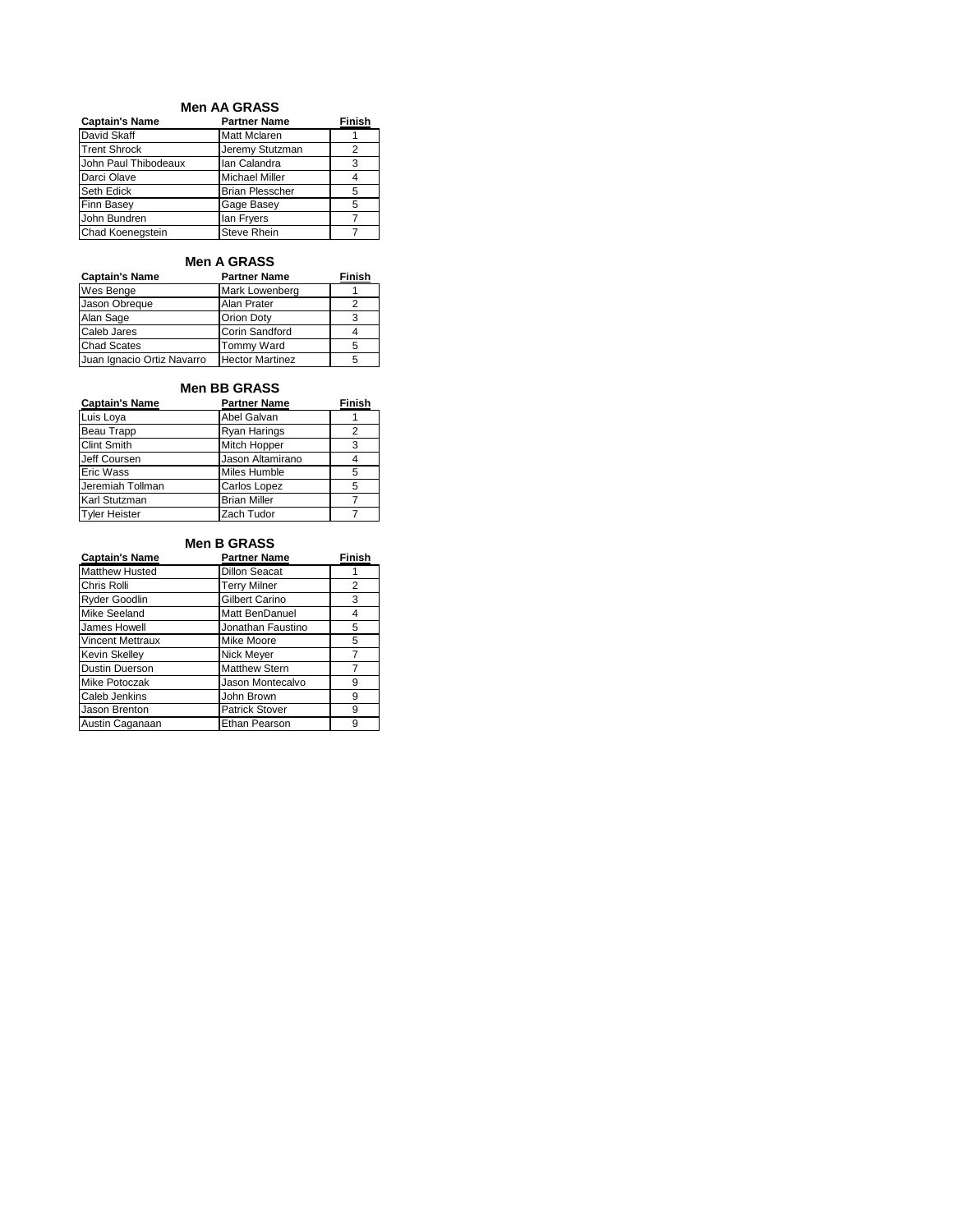## Men AA GRASS

| Captain's Name | Partner Name | Finish |
| --- | --- | --- |
| David Skaff | Matt Mclaren | 1 |
| Trent Shrock | Jeremy Stutzman | 2 |
| John Paul Thibodeaux | Ian Calandra | 3 |
| Darci Olave | Michael Miller | 4 |
| Seth Edick | Brian Plesscher | 5 |
| Finn Basey | Gage Basey | 5 |
| John Bundren | Ian Fryers | 7 |
| Chad Koenegstein | Steve Rhein | 7 |

## Men A GRASS

| Captain's Name | Partner Name | Finish |
| --- | --- | --- |
| Wes Benge | Mark Lowenberg | 1 |
| Jason Obreque | Alan Prater | 2 |
| Alan Sage | Orion Doty | 3 |
| Caleb Jares | Corin Sandford | 4 |
| Chad Scates | Tommy Ward | 5 |
| Juan Ignacio Ortiz Navarro | Hector Martinez | 5 |

## Men BB GRASS

| Captain's Name | Partner Name | Finish |
| --- | --- | --- |
| Luis Loya | Abel Galvan | 1 |
| Beau Trapp | Ryan Harings | 2 |
| Clint Smith | Mitch Hopper | 3 |
| Jeff Coursen | Jason Altamirano | 4 |
| Eric Wass | Miles Humble | 5 |
| Jeremiah Tollman | Carlos Lopez | 5 |
| Karl Stutzman | Brian Miller | 7 |
| Tyler Heister | Zach Tudor | 7 |

## Men B GRASS

| Captain's Name | Partner Name | Finish |
| --- | --- | --- |
| Matthew Husted | Dillon Seacat | 1 |
| Chris Rolli | Terry Milner | 2 |
| Ryder Goodlin | Gilbert Carino | 3 |
| Mike Seeland | Matt BenDanuel | 4 |
| James Howell | Jonathan Faustino | 5 |
| Vincent Mettraux | Mike Moore | 5 |
| Kevin Skelley | Nick Meyer | 7 |
| Dustin Duerson | Matthew Stern | 7 |
| Mike Potoczak | Jason Montecalvo | 9 |
| Caleb Jenkins | John Brown | 9 |
| Jason Brenton | Patrick Stover | 9 |
| Austin Caganaan | Ethan Pearson | 9 |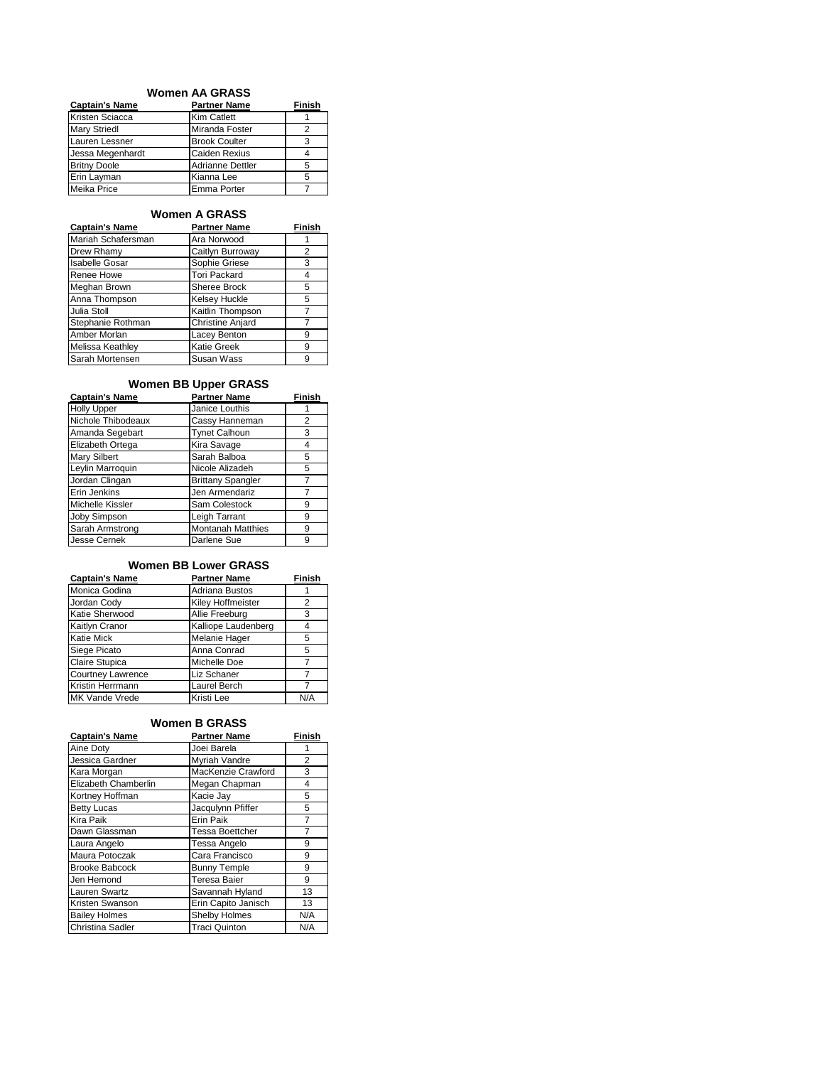## Women AA GRASS

| Captain's Name | Partner Name | Finish |
|---|---|---|
| Kristen Sciacca | Kim Catlett | 1 |
| Mary Striedl | Miranda Foster | 2 |
| Lauren Lessner | Brook Coulter | 3 |
| Jessa Megenhardt | Caiden Rexius | 4 |
| Britny Doole | Adrianne Dettler | 5 |
| Erin Layman | Kianna Lee | 5 |
| Meika Price | Emma Porter | 7 |

## Women A GRASS

| Captain's Name | Partner Name | Finish |
|---|---|---|
| Mariah Schafersman | Ara Norwood | 1 |
| Drew Rhamy | Caitlyn Burroway | 2 |
| Isabelle Gosar | Sophie Griese | 3 |
| Renee Howe | Tori Packard | 4 |
| Meghan Brown | Sheree Brock | 5 |
| Anna Thompson | Kelsey Huckle | 5 |
| Julia Stoll | Kaitlin Thompson | 7 |
| Stephanie Rothman | Christine Anjard | 7 |
| Amber Morlan | Lacey Benton | 9 |
| Melissa Keathley | Katie Greek | 9 |
| Sarah Mortensen | Susan Wass | 9 |

## Women BB Upper GRASS

| Captain's Name | Partner Name | Finish |
|---|---|---|
| Holly Upper | Janice Louthis | 1 |
| Nichole Thibodeaux | Cassy Hanneman | 2 |
| Amanda Segebart | Tynet Calhoun | 3 |
| Elizabeth Ortega | Kira Savage | 4 |
| Mary Silbert | Sarah Balboa | 5 |
| Leylin Marroquin | Nicole Alizadeh | 5 |
| Jordan Clingan | Brittany Spangler | 7 |
| Erin Jenkins | Jen Armendariz | 7 |
| Michelle Kissler | Sam Colestock | 9 |
| Joby Simpson | Leigh Tarrant | 9 |
| Sarah Armstrong | Montanah Matthies | 9 |
| Jesse Cernek | Darlene Sue | 9 |

## Women BB Lower GRASS

| Captain's Name | Partner Name | Finish |
|---|---|---|
| Monica Godina | Adriana Bustos | 1 |
| Jordan Cody | Kiley Hoffmeister | 2 |
| Katie Sherwood | Allie Freeburg | 3 |
| Kaitlyn Cranor | Kalliope Laudenberg | 4 |
| Katie Mick | Melanie Hager | 5 |
| Siege Picato | Anna Conrad | 5 |
| Claire Stupica | Michelle Doe | 7 |
| Courtney Lawrence | Liz Schaner | 7 |
| Kristin Herrmann | Laurel Berch | 7 |
| MK Vande Vrede | Kristi Lee | N/A |

## Women B GRASS

| Captain's Name | Partner Name | Finish |
|---|---|---|
| Aine Doty | Joei Barela | 1 |
| Jessica Gardner | Myriah Vandre | 2 |
| Kara Morgan | MacKenzie Crawford | 3 |
| Elizabeth Chamberlin | Megan Chapman | 4 |
| Kortney Hoffman | Kacie Jay | 5 |
| Betty Lucas | Jacqulynn Pfiffer | 5 |
| Kira Paik | Erin Paik | 7 |
| Dawn Glassman | Tessa Boettcher | 7 |
| Laura Angelo | Tessa Angelo | 9 |
| Maura Potoczak | Cara Francisco | 9 |
| Brooke Babcock | Bunny Temple | 9 |
| Jen Hemond | Teresa Baier | 9 |
| Lauren Swartz | Savannah Hyland | 13 |
| Kristen Swanson | Erin Capito Janisch | 13 |
| Bailey Holmes | Shelby Holmes | N/A |
| Christina Sadler | Traci Quinton | N/A |